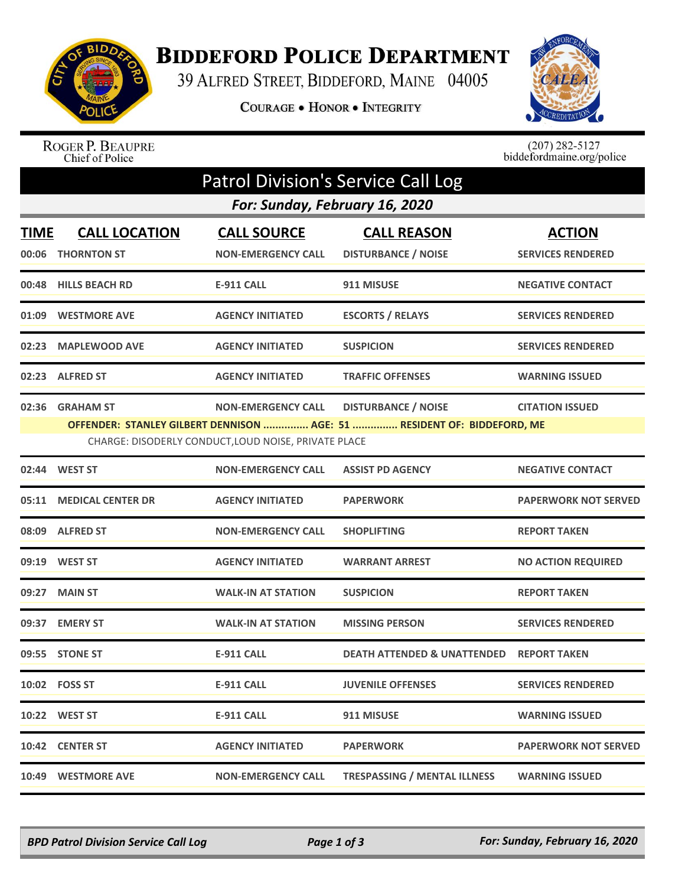# Biddeford Police Department

39 Alfred Street, Biddeford, Maine 04005

Courage • Honor • Integrity

Roger P. Beaupre
Chief of Police

(207) 282-5127
biddefordmaine.org/police

## Patrol Division's Service Call Log

### For: Sunday, February 16, 2020

| TIME | CALL LOCATION | CALL SOURCE | CALL REASON | ACTION |
|---|---|---|---|---|
| 00:06 | THORNTON ST | NON-EMERGENCY CALL | DISTURBANCE / NOISE | SERVICES RENDERED |
| 00:48 | HILLS BEACH RD | E-911 CALL | 911 MISUSE | NEGATIVE CONTACT |
| 01:09 | WESTMORE AVE | AGENCY INITIATED | ESCORTS / RELAYS | SERVICES RENDERED |
| 02:23 | MAPLEWOOD AVE | AGENCY INITIATED | SUSPICION | SERVICES RENDERED |
| 02:23 | ALFRED ST | AGENCY INITIATED | TRAFFIC OFFENSES | WARNING ISSUED |
| 02:36 | GRAHAM ST | NON-EMERGENCY CALL | DISTURBANCE / NOISE | CITATION ISSUED |
| | OFFENDER: STANLEY GILBERT DENNISON ............... AGE: 51 ............... RESIDENT OF: BIDDEFORD, ME<br>CHARGE: DISODERLY CONDUCT,LOUD NOISE, PRIVATE PLACE | | | |
| 02:44 | WEST ST | NON-EMERGENCY CALL | ASSIST PD AGENCY | NEGATIVE CONTACT |
| 05:11 | MEDICAL CENTER DR | AGENCY INITIATED | PAPERWORK | PAPERWORK NOT SERVED |
| 08:09 | ALFRED ST | NON-EMERGENCY CALL | SHOPLIFTING | REPORT TAKEN |
| 09:19 | WEST ST | AGENCY INITIATED | WARRANT ARREST | NO ACTION REQUIRED |
| 09:27 | MAIN ST | WALK-IN AT STATION | SUSPICION | REPORT TAKEN |
| 09:37 | EMERY ST | WALK-IN AT STATION | MISSING PERSON | SERVICES RENDERED |
| 09:55 | STONE ST | E-911 CALL | DEATH ATTENDED & UNATTENDED | REPORT TAKEN |
| 10:02 | FOSS ST | E-911 CALL | JUVENILE OFFENSES | SERVICES RENDERED |
| 10:22 | WEST ST | E-911 CALL | 911 MISUSE | WARNING ISSUED |
| 10:42 | CENTER ST | AGENCY INITIATED | PAPERWORK | PAPERWORK NOT SERVED |
| 10:49 | WESTMORE AVE | NON-EMERGENCY CALL | TRESPASSING / MENTAL ILLNESS | WARNING ISSUED |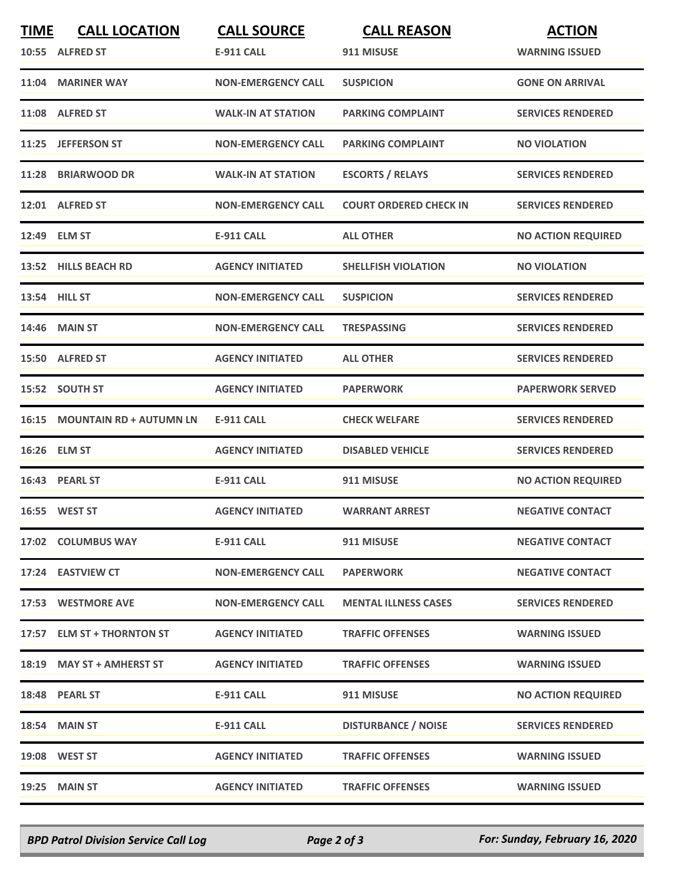| TIME | CALL LOCATION | CALL SOURCE | CALL REASON | ACTION |
|---|---|---|---|---|
| 10:55 | ALFRED ST | E-911 CALL | 911 MISUSE | WARNING ISSUED |
| 11:04 | MARINER WAY | NON-EMERGENCY CALL | SUSPICION | GONE ON ARRIVAL |
| 11:08 | ALFRED ST | WALK-IN AT STATION | PARKING COMPLAINT | SERVICES RENDERED |
| 11:25 | JEFFERSON ST | NON-EMERGENCY CALL | PARKING COMPLAINT | NO VIOLATION |
| 11:28 | BRIARWOOD DR | WALK-IN AT STATION | ESCORTS / RELAYS | SERVICES RENDERED |
| 12:01 | ALFRED ST | NON-EMERGENCY CALL | COURT ORDERED CHECK IN | SERVICES RENDERED |
| 12:49 | ELM ST | E-911 CALL | ALL OTHER | NO ACTION REQUIRED |
| 13:52 | HILLS BEACH RD | AGENCY INITIATED | SHELLFISH VIOLATION | NO VIOLATION |
| 13:54 | HILL ST | NON-EMERGENCY CALL | SUSPICION | SERVICES RENDERED |
| 14:46 | MAIN ST | NON-EMERGENCY CALL | TRESPASSING | SERVICES RENDERED |
| 15:50 | ALFRED ST | AGENCY INITIATED | ALL OTHER | SERVICES RENDERED |
| 15:52 | SOUTH ST | AGENCY INITIATED | PAPERWORK | PAPERWORK SERVED |
| 16:15 | MOUNTAIN RD + AUTUMN LN | E-911 CALL | CHECK WELFARE | SERVICES RENDERED |
| 16:26 | ELM ST | AGENCY INITIATED | DISABLED VEHICLE | SERVICES RENDERED |
| 16:43 | PEARL ST | E-911 CALL | 911 MISUSE | NO ACTION REQUIRED |
| 16:55 | WEST ST | AGENCY INITIATED | WARRANT ARREST | NEGATIVE CONTACT |
| 17:02 | COLUMBUS WAY | E-911 CALL | 911 MISUSE | NEGATIVE CONTACT |
| 17:24 | EASTVIEW CT | NON-EMERGENCY CALL | PAPERWORK | NEGATIVE CONTACT |
| 17:53 | WESTMORE AVE | NON-EMERGENCY CALL | MENTAL ILLNESS CASES | SERVICES RENDERED |
| 17:57 | ELM ST + THORNTON ST | AGENCY INITIATED | TRAFFIC OFFENSES | WARNING ISSUED |
| 18:19 | MAY ST + AMHERST ST | AGENCY INITIATED | TRAFFIC OFFENSES | WARNING ISSUED |
| 18:48 | PEARL ST | E-911 CALL | 911 MISUSE | NO ACTION REQUIRED |
| 18:54 | MAIN ST | E-911 CALL | DISTURBANCE / NOISE | SERVICES RENDERED |
| 19:08 | WEST ST | AGENCY INITIATED | TRAFFIC OFFENSES | WARNING ISSUED |
| 19:25 | MAIN ST | AGENCY INITIATED | TRAFFIC OFFENSES | WARNING ISSUED |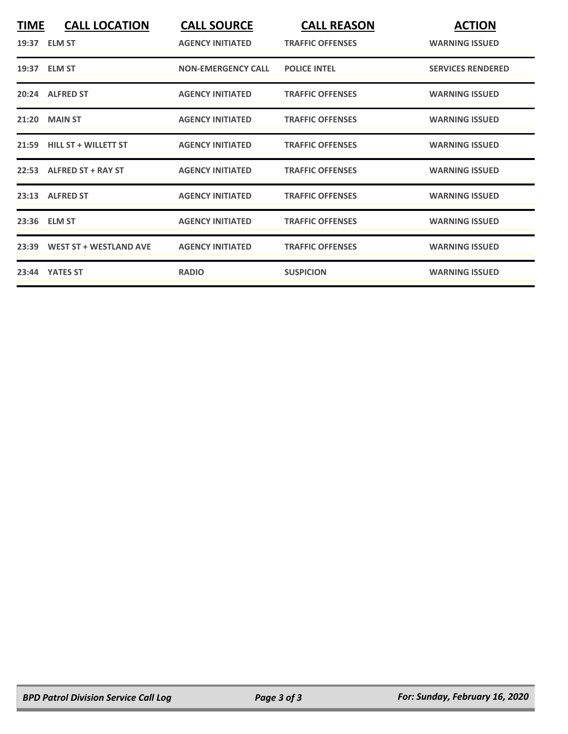| TIME | CALL LOCATION | CALL SOURCE | CALL REASON | ACTION |
| --- | --- | --- | --- | --- |
| 19:37 | ELM ST | AGENCY INITIATED | TRAFFIC OFFENSES | WARNING ISSUED |
| 19:37 | ELM ST | NON-EMERGENCY CALL | POLICE INTEL | SERVICES RENDERED |
| 20:24 | ALFRED ST | AGENCY INITIATED | TRAFFIC OFFENSES | WARNING ISSUED |
| 21:20 | MAIN ST | AGENCY INITIATED | TRAFFIC OFFENSES | WARNING ISSUED |
| 21:59 | HILL ST + WILLETT ST | AGENCY INITIATED | TRAFFIC OFFENSES | WARNING ISSUED |
| 22:53 | ALFRED ST + RAY ST | AGENCY INITIATED | TRAFFIC OFFENSES | WARNING ISSUED |
| 23:13 | ALFRED ST | AGENCY INITIATED | TRAFFIC OFFENSES | WARNING ISSUED |
| 23:36 | ELM ST | AGENCY INITIATED | TRAFFIC OFFENSES | WARNING ISSUED |
| 23:39 | WEST ST + WESTLAND AVE | AGENCY INITIATED | TRAFFIC OFFENSES | WARNING ISSUED |
| 23:44 | YATES ST | RADIO | SUSPICION | WARNING ISSUED |